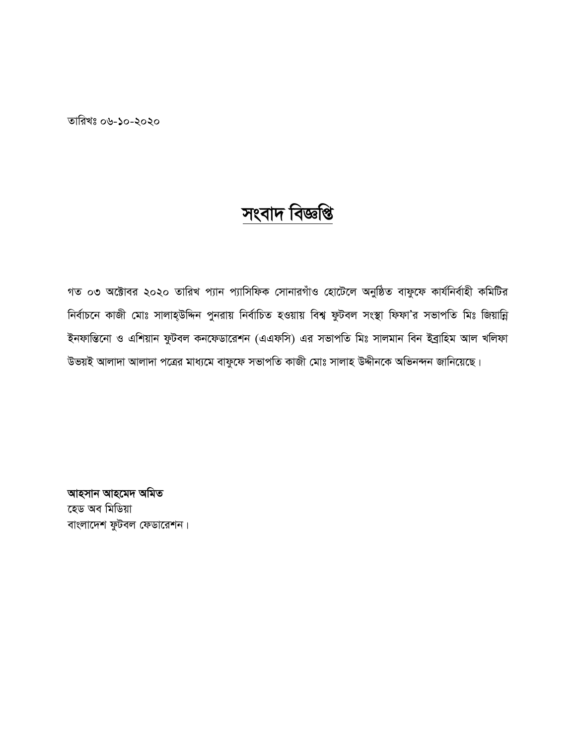তারিখঃ ০৬-১০-২০২০

# সংবাদ বিজ্ঞপ্তি

গত ০৩ অক্টোবর ২০২০ তারিখ প্যান প্যাসিফিক সোনারগাঁও হোটেলে অনুষ্ঠিত বাফুফে কার্যনির্বাহী কমিটির নির্বাচনে কাজী মোঃ সালাহ্‌উদ্দিন পুনরায় নির্বাচিত হওয়ায় বিশ্ব ফুটবল সংস্থা ফিফা'র সভাপতি মিঃ জিয়ান্নি ইনফান্তিনো ও এশিয়ান ফুটবল কনফেডারেশন (এএফসি) এর সভাপতি মিঃ সালমান বিন ইব্রাহিম আল খলিফা উভয়ই আলাদা আলাদা পত্রের মাধ্যমে বাফুফে সভাপতি কাজী মোঃ সালাহ উদ্দীনকে অভিনন্দন জানিয়েছে।

**আহসান আহমেদ অমিত**
হেড অব মিডিয়া
বাংলাদেশ ফুটবল ফেডারেশন।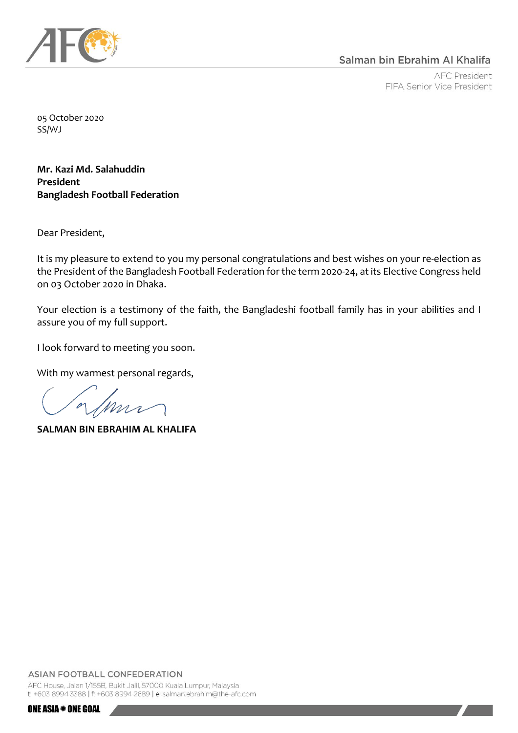Salman bin Ebrahim Al Khalifa

AFC President
FIFA Senior Vice President

05 October 2020
SS/WJ

**Mr. Kazi Md. Salahuddin**
**President**
**Bangladesh Football Federation**

Dear President,

It is my pleasure to extend to you my personal congratulations and best wishes on your re-election as the President of the Bangladesh Football Federation for the term 2020-24, at its Elective Congress held on 03 October 2020 in Dhaka.

Your election is a testimony of the faith, the Bangladeshi football family has in your abilities and I assure you of my full support.

I look forward to meeting you soon.

With my warmest personal regards,

**SALMAN BIN EBRAHIM AL KHALIFA**

ASIAN FOOTBALL CONFEDERATION
AFC House, Jalan 1/155B, Bukit Jalil, 57000 Kuala Lumpur, Malaysia
t: +603 8994 3388 | f: +603 8994 2689 | e: salman.ebrahim@the-afc.com

ONE ASIA ONE GOAL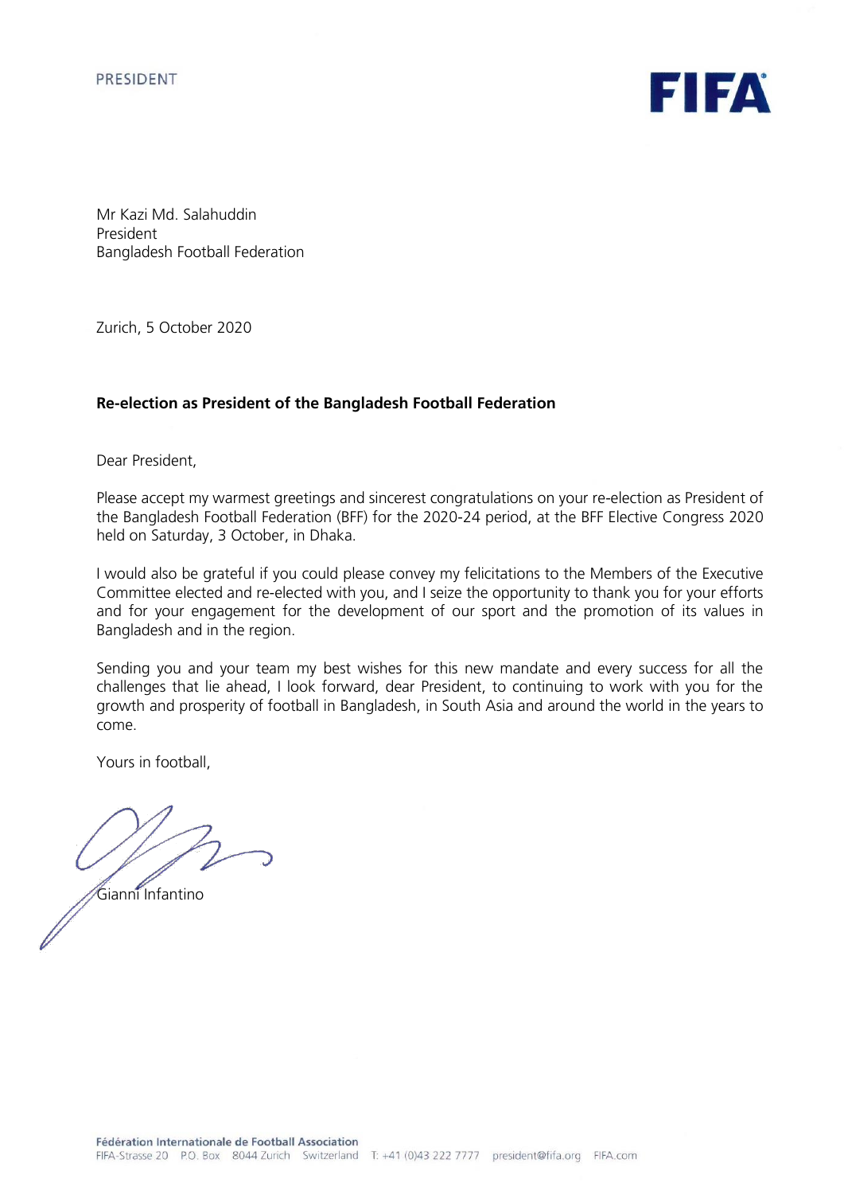PRESIDENT

FIFA

Mr Kazi Md. Salahuddin
President
Bangladesh Football Federation

Zurich, 5 October 2020

**Re-election as President of the Bangladesh Football Federation**

Dear President,

Please accept my warmest greetings and sincerest congratulations on your re-election as President of the Bangladesh Football Federation (BFF) for the 2020-24 period, at the BFF Elective Congress 2020 held on Saturday, 3 October, in Dhaka.

I would also be grateful if you could please convey my felicitations to the Members of the Executive Committee elected and re-elected with you, and I seize the opportunity to thank you for your efforts and for your engagement for the development of our sport and the promotion of its values in Bangladesh and in the region.

Sending you and your team my best wishes for this new mandate and every success for all the challenges that lie ahead, I look forward, dear President, to continuing to work with you for the growth and prosperity of football in Bangladesh, in South Asia and around the world in the years to come.

Yours in football,

Gianni Infantino

**Fédération Internationale de Football Association**
FIFA-Strasse 20 P.O. Box 8044 Zurich Switzerland T: +41 (0)43 222 7777 president@fifa.org FIFA.com